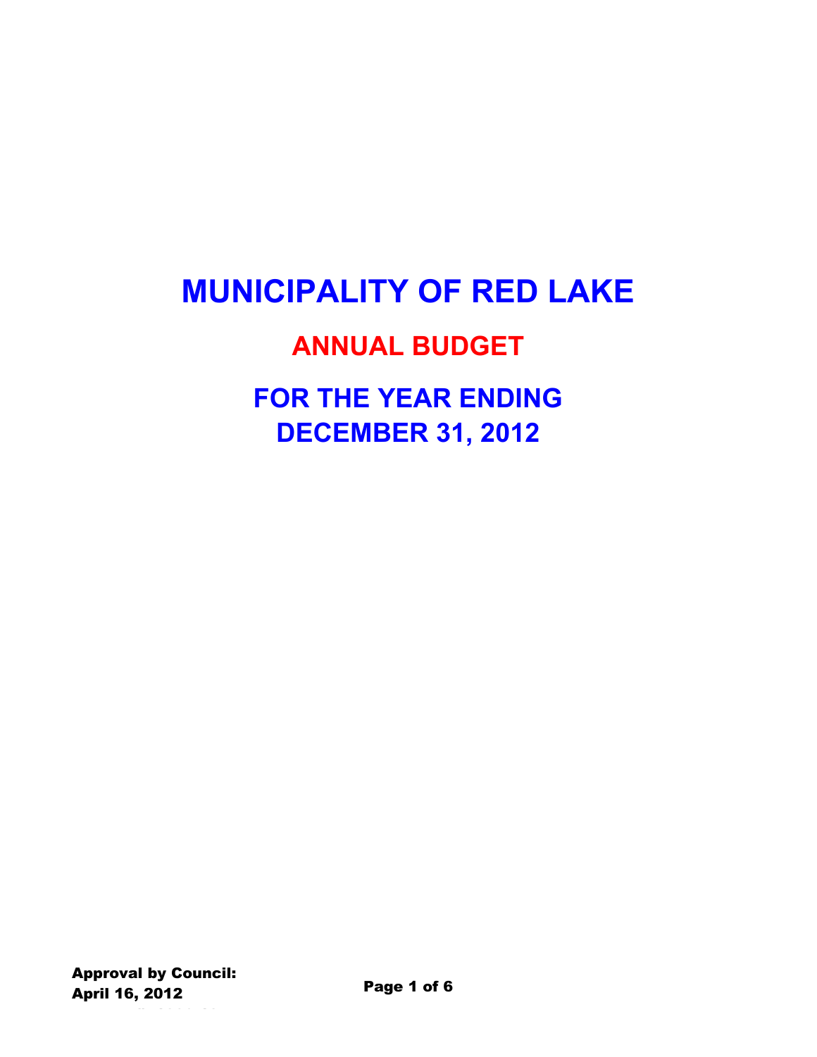# MUNICIPALITY OF RED LAKE

## ANNUAL BUDGET

## FOR THE YEAR ENDING DECEMBER 31, 2012

**Approval by Council:**
**April 16, 2012**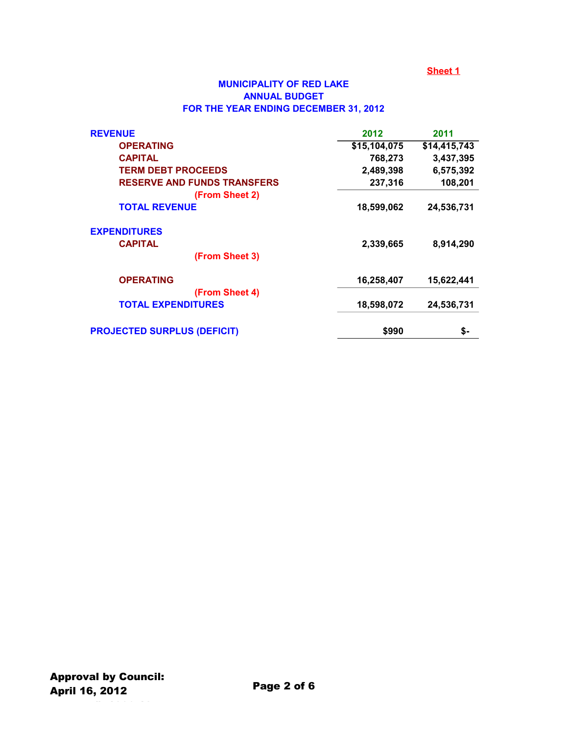Sheet 1

# MUNICIPALITY OF RED LAKE
## ANNUAL BUDGET
## FOR THE YEAR ENDING DECEMBER 31, 2012

| | 2012 | 2011 |
|---|---|---|
| **REVENUE** | | |
| OPERATING | $15,104,075 | $14,415,743 |
| CAPITAL | 768,273 | 3,437,395 |
| TERM DEBT PROCEEDS | 2,489,398 | 6,575,392 |
| RESERVE AND FUNDS TRANSFERS | 237,316 | 108,201 |
| (From Sheet 2) | | |
| **TOTAL REVENUE** | 18,599,062 | 24,536,731 |
| | | |
| **EXPENDITURES** | | |
| CAPITAL | 2,339,665 | 8,914,290 |
| (From Sheet 3) | | |
| OPERATING | 16,258,407 | 15,622,441 |
| (From Sheet 4) | | |
| **TOTAL EXPENDITURES** | 18,598,072 | 24,536,731 |
| | | |
| **PROJECTED SURPLUS (DEFICIT)** | $990 | $- |

**Approval by Council:**
**April 16, 2012**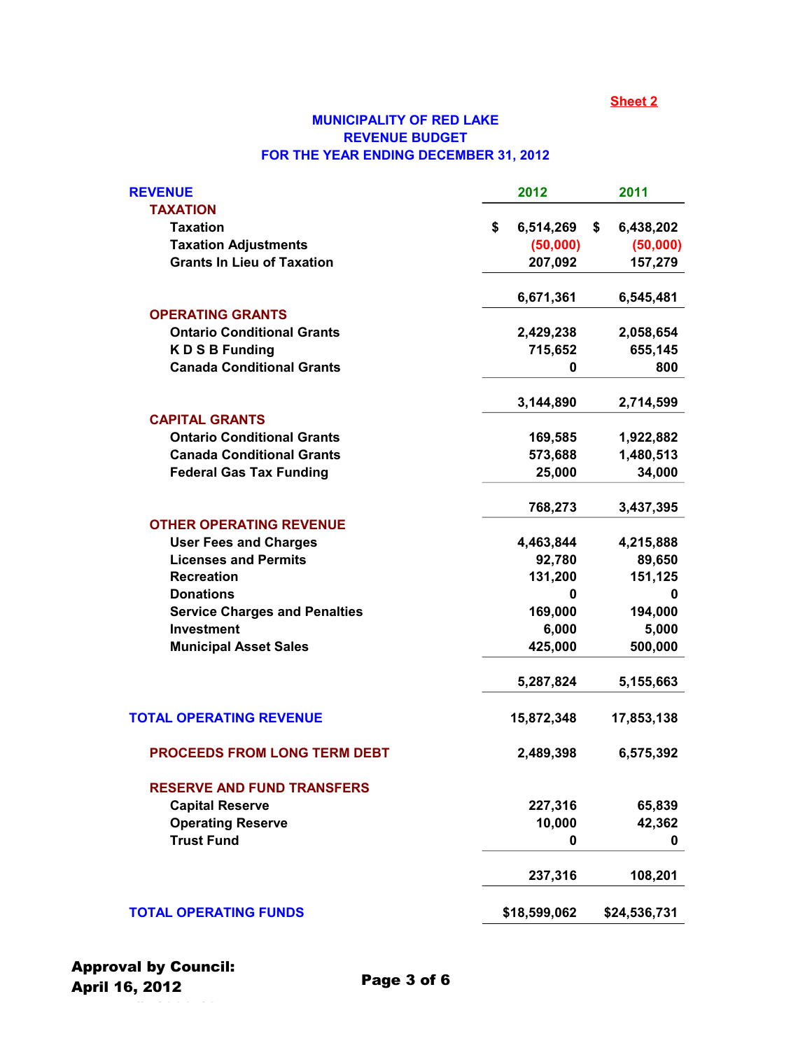Sheet 2

# MUNICIPALITY OF RED LAKE
## REVENUE BUDGET
## FOR THE YEAR ENDING DECEMBER 31, 2012

| REVENUE | 2012 | 2011 |
|---|---|---|
| **TAXATION** | | |
| Taxation | $ 6,514,269 | $ 6,438,202 |
| Taxation Adjustments | (50,000) | (50,000) |
| Grants In Lieu of Taxation | 207,092 | 157,279 |
| | 6,671,361 | 6,545,481 |
| **OPERATING GRANTS** | | |
| Ontario Conditional Grants | 2,429,238 | 2,058,654 |
| K D S B Funding | 715,652 | 655,145 |
| Canada Conditional Grants | 0 | 800 |
| | 3,144,890 | 2,714,599 |
| **CAPITAL GRANTS** | | |
| Ontario Conditional Grants | 169,585 | 1,922,882 |
| Canada Conditional Grants | 573,688 | 1,480,513 |
| Federal Gas Tax Funding | 25,000 | 34,000 |
| | 768,273 | 3,437,395 |
| **OTHER OPERATING REVENUE** | | |
| User Fees and Charges | 4,463,844 | 4,215,888 |
| Licenses and Permits | 92,780 | 89,650 |
| Recreation | 131,200 | 151,125 |
| Donations | 0 | 0 |
| Service Charges and Penalties | 169,000 | 194,000 |
| Investment | 6,000 | 5,000 |
| Municipal Asset Sales | 425,000 | 500,000 |
| | 5,287,824 | 5,155,663 |
| **TOTAL OPERATING REVENUE** | 15,872,348 | 17,853,138 |
| **PROCEEDS FROM LONG TERM DEBT** | 2,489,398 | 6,575,392 |
| **RESERVE AND FUND TRANSFERS** | | |
| Capital Reserve | 227,316 | 65,839 |
| Operating Reserve | 10,000 | 42,362 |
| Trust Fund | 0 | 0 |
| | 237,316 | 108,201 |
| **TOTAL OPERATING FUNDS** | $18,599,062 | $24,536,731 |

**Approval by Council:**
**April 16, 2012**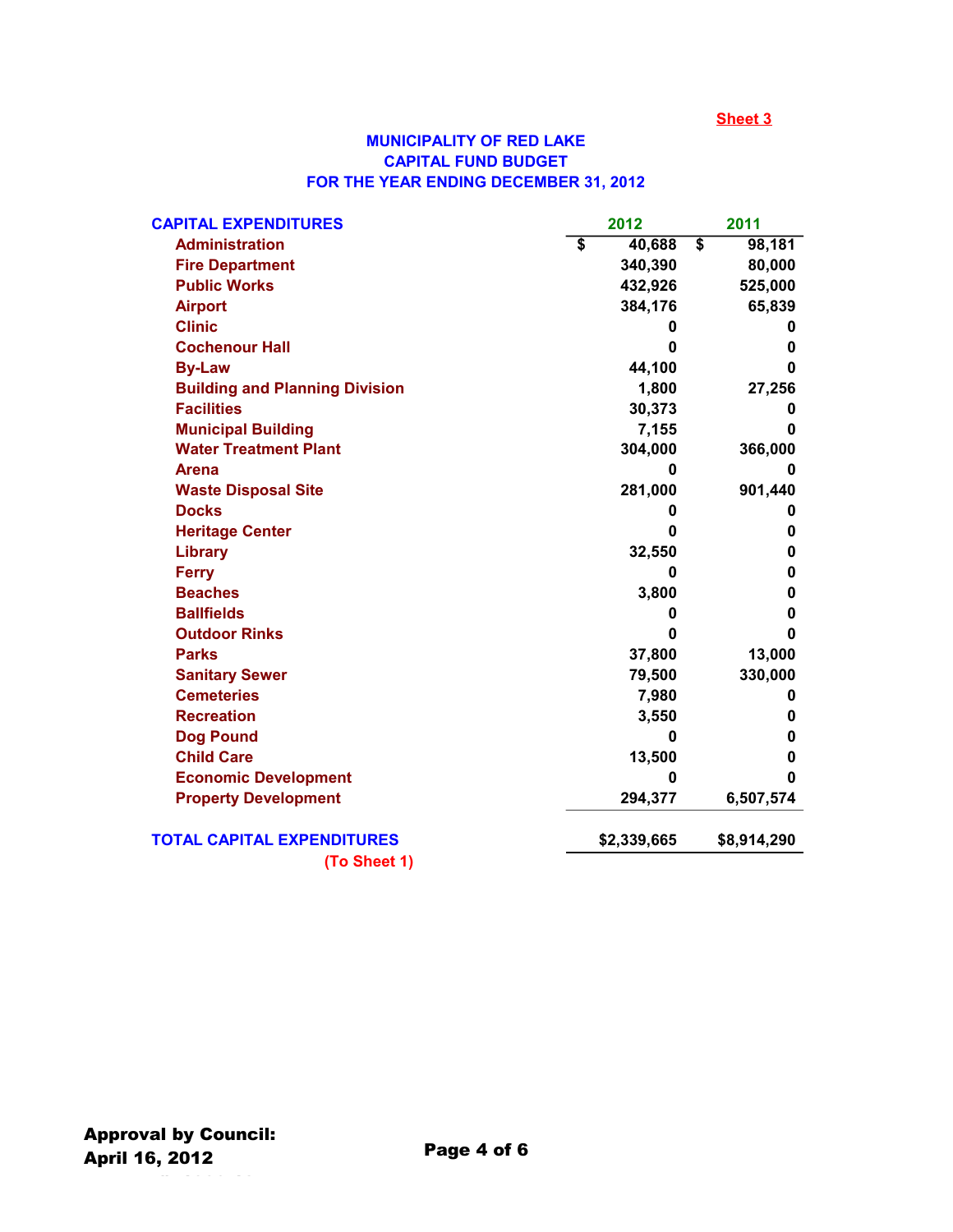Sheet 3

# MUNICIPALITY OF RED LAKE
## CAPITAL FUND BUDGET
## FOR THE YEAR ENDING DECEMBER 31, 2012

| CAPITAL EXPENDITURES | 2012 | 2011 |
|---|---|---|
| Administration | $ 40,688 | $ 98,181 |
| Fire Department | 340,390 | 80,000 |
| Public Works | 432,926 | 525,000 |
| Airport | 384,176 | 65,839 |
| Clinic | 0 | 0 |
| Cochenour Hall | 0 | 0 |
| By-Law | 44,100 | 0 |
| Building and Planning Division | 1,800 | 27,256 |
| Facilities | 30,373 | 0 |
| Municipal Building | 7,155 | 0 |
| Water Treatment Plant | 304,000 | 366,000 |
| Arena | 0 | 0 |
| Waste Disposal Site | 281,000 | 901,440 |
| Docks | 0 | 0 |
| Heritage Center | 0 | 0 |
| Library | 32,550 | 0 |
| Ferry | 0 | 0 |
| Beaches | 3,800 | 0 |
| Ballfields | 0 | 0 |
| Outdoor Rinks | 0 | 0 |
| Parks | 37,800 | 13,000 |
| Sanitary Sewer | 79,500 | 330,000 |
| Cemeteries | 7,980 | 0 |
| Recreation | 3,550 | 0 |
| Dog Pound | 0 | 0 |
| Child Care | 13,500 | 0 |
| Economic Development | 0 | 0 |
| Property Development | 294,377 | 6,507,574 |
| **TOTAL CAPITAL EXPENDITURES** | **$2,339,665** | **$8,914,290** |

(To Sheet 1)

**Approval by Council:**
**April 16, 2012**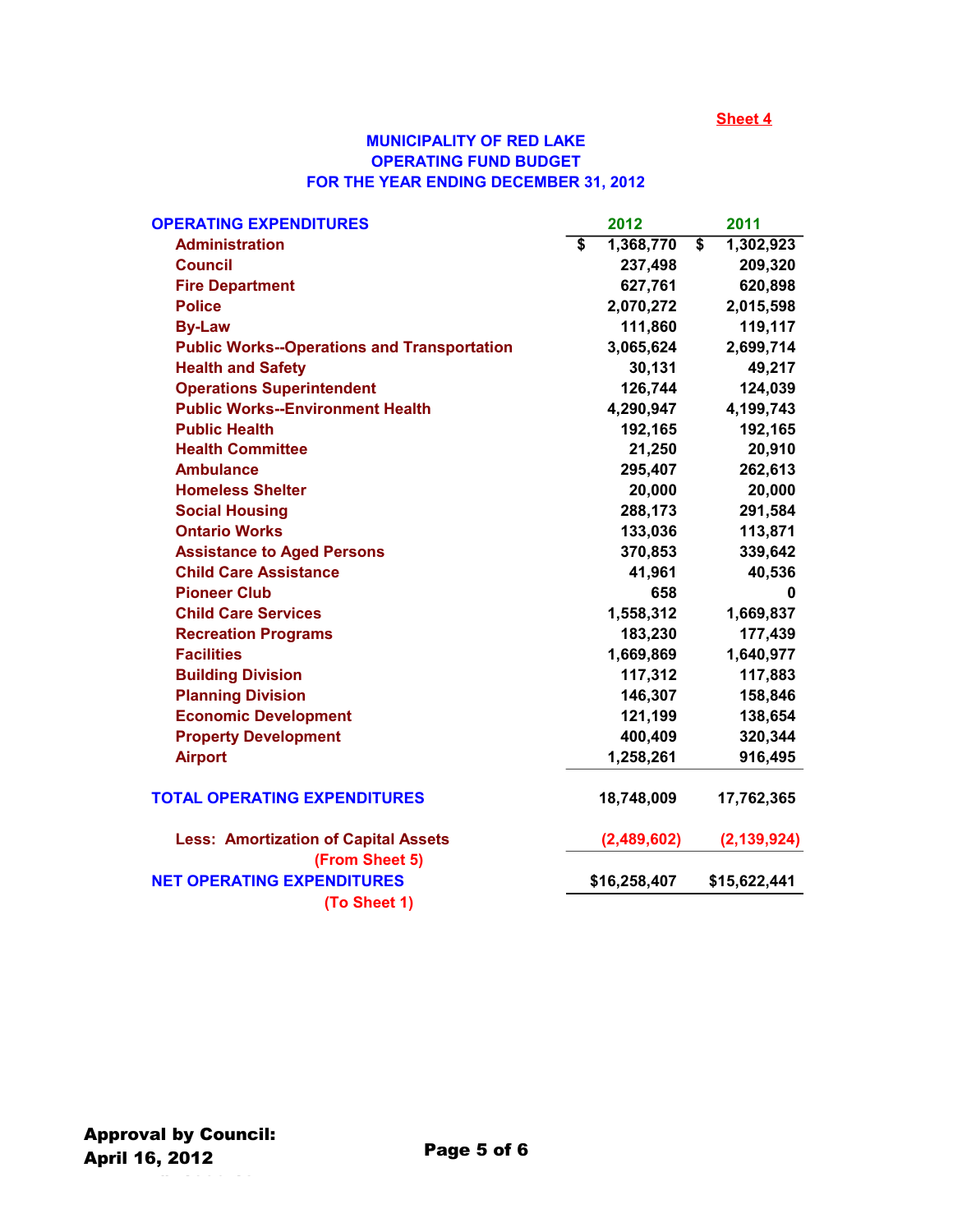Sheet 4

# MUNICIPALITY OF RED LAKE
## OPERATING FUND BUDGET
### FOR THE YEAR ENDING DECEMBER 31, 2012

| OPERATING EXPENDITURES | 2012 | 2011 |
|---|---|---|
| Administration | $ 1,368,770 | $ 1,302,923 |
| Council | 237,498 | 209,320 |
| Fire Department | 627,761 | 620,898 |
| Police | 2,070,272 | 2,015,598 |
| By-Law | 111,860 | 119,117 |
| Public Works--Operations and Transportation | 3,065,624 | 2,699,714 |
| Health and Safety | 30,131 | 49,217 |
| Operations Superintendent | 126,744 | 124,039 |
| Public Works--Environment Health | 4,290,947 | 4,199,743 |
| Public Health | 192,165 | 192,165 |
| Health Committee | 21,250 | 20,910 |
| Ambulance | 295,407 | 262,613 |
| Homeless Shelter | 20,000 | 20,000 |
| Social Housing | 288,173 | 291,584 |
| Ontario Works | 133,036 | 113,871 |
| Assistance to Aged Persons | 370,853 | 339,642 |
| Child Care Assistance | 41,961 | 40,536 |
| Pioneer Club | 658 | 0 |
| Child Care Services | 1,558,312 | 1,669,837 |
| Recreation Programs | 183,230 | 177,439 |
| Facilities | 1,669,869 | 1,640,977 |
| Building Division | 117,312 | 117,883 |
| Planning Division | 146,307 | 158,846 |
| Economic Development | 121,199 | 138,654 |
| Property Development | 400,409 | 320,344 |
| Airport | 1,258,261 | 916,495 |
| **TOTAL OPERATING EXPENDITURES** | 18,748,009 | 17,762,365 |
| Less: Amortization of Capital Assets (From Sheet 5) | (2,489,602) | (2,139,924) |
| **NET OPERATING EXPENDITURES** (To Sheet 1) | $16,258,407 | $15,622,441 |

**Approval by Council:**
**April 16, 2012**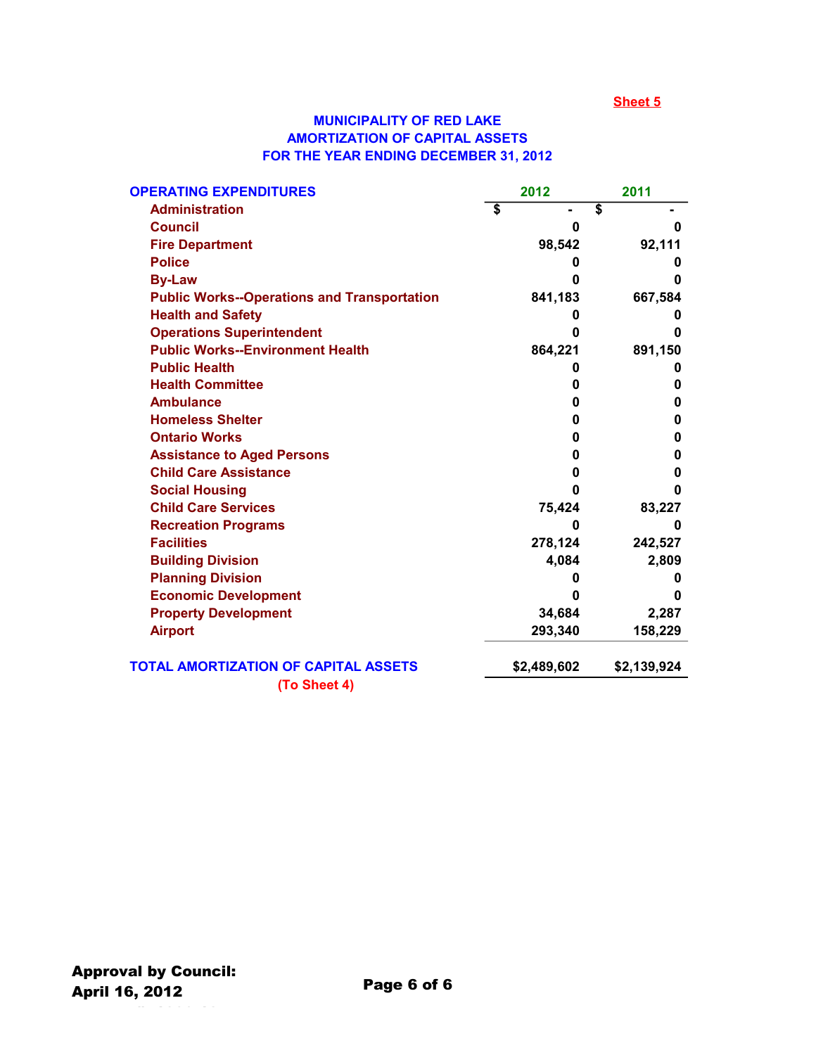Sheet 5

# MUNICIPALITY OF RED LAKE
## AMORTIZATION OF CAPITAL ASSETS
### FOR THE YEAR ENDING DECEMBER 31, 2012

| OPERATING EXPENDITURES | 2012 | 2011 |
|---|---|---|
| Administration | $ - | $ - |
| Council | 0 | 0 |
| Fire Department | 98,542 | 92,111 |
| Police | 0 | 0 |
| By-Law | 0 | 0 |
| Public Works--Operations and Transportation | 841,183 | 667,584 |
| Health and Safety | 0 | 0 |
| Operations Superintendent | 0 | 0 |
| Public Works--Environment Health | 864,221 | 891,150 |
| Public Health | 0 | 0 |
| Health Committee | 0 | 0 |
| Ambulance | 0 | 0 |
| Homeless Shelter | 0 | 0 |
| Ontario Works | 0 | 0 |
| Assistance to Aged Persons | 0 | 0 |
| Child Care Assistance | 0 | 0 |
| Social Housing | 0 | 0 |
| Child Care Services | 75,424 | 83,227 |
| Recreation Programs | 0 | 0 |
| Facilities | 278,124 | 242,527 |
| Building Division | 4,084 | 2,809 |
| Planning Division | 0 | 0 |
| Economic Development | 0 | 0 |
| Property Development | 34,684 | 2,287 |
| Airport | 293,340 | 158,229 |
| TOTAL AMORTIZATION OF CAPITAL ASSETS | $2,489,602 | $2,139,924 |

(To Sheet 4)

**Approval by Council:**
**April 16, 2012**